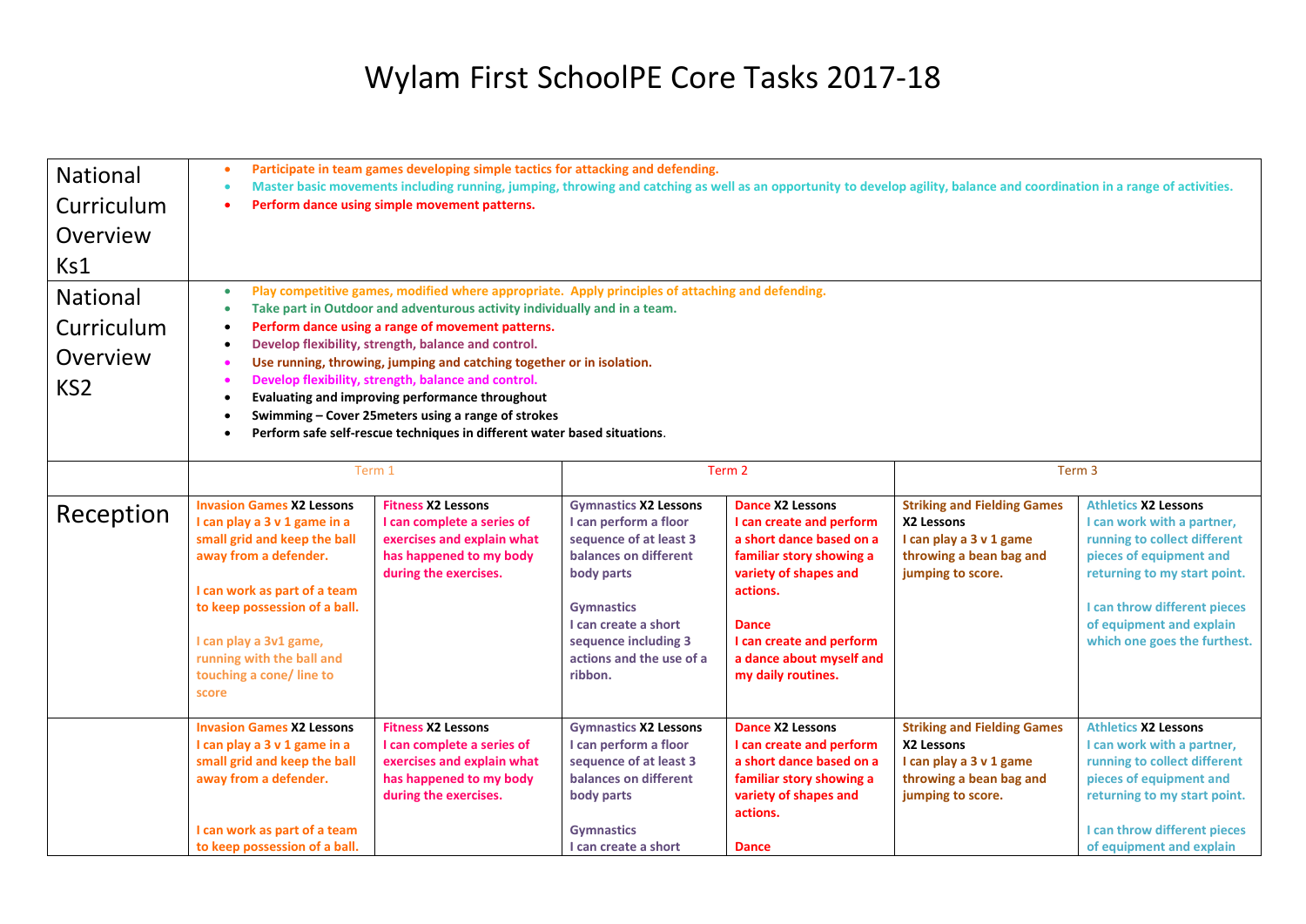# Wylam First SchoolPE Core Tasks 2017-18

| | | | | | | |
|---|---|---|---|---|---|---|
| National Curriculum Overview Ks1 | • Participate in team games developing simple tactics for attacking and defending.<br>• Master basic movements including running, jumping, throwing and catching as well as an opportunity to develop agility, balance and coordination in a range of activities.<br>• Perform dance using simple movement patterns. | | | | | |
| National Curriculum Overview KS2 | • Play competitive games, modified where appropriate. Apply principles of attaching and defending.<br>• Take part in Outdoor and adventurous activity individually and in a team.<br>• Perform dance using a range of movement patterns.<br>• Develop flexibility, strength, balance and control.<br>• Use running, throwing, jumping and catching together or in isolation.<br>• Develop flexibility, strength, balance and control.<br>• Evaluating and improving performance throughout<br>• Swimming – Cover 25meters using a range of strokes<br>• Perform safe self-rescue techniques in different water based situations. | | | | | |
| | Term 1 | | Term 2 | | Term 3 | |
| Reception | **Invasion Games X2 Lessons**<br>**I can play a 3 v 1 game in a small grid and keep the ball away from a defender.**<br><br>**I can work as part of a team to keep possession of a ball.**<br><br>**I can play a 3v1 game, running with the ball and touching a cone/ line to score** | **Fitness X2 Lessons**<br>**I can complete a series of exercises and explain what has happened to my body during the exercises.** | **Gymnastics X2 Lessons**<br>**I can perform a floor sequence of at least 3 balances on different body parts**<br><br>**Gymnastics**<br>**I can create a short sequence including 3 actions and the use of a ribbon.** | **Dance X2 Lessons**<br>**I can create and perform a short dance based on a familiar story showing a variety of shapes and actions.**<br><br>**Dance**<br>**I can create and perform a dance about myself and my daily routines.** | **Striking and Fielding Games X2 Lessons**<br>**I can play a 3 v 1 game throwing a bean bag and jumping to score.** | **Athletics X2 Lessons**<br>**I can work with a partner, running to collect different pieces of equipment and returning to my start point.**<br><br>**I can throw different pieces of equipment and explain which one goes the furthest.** |
| | **Invasion Games X2 Lessons**<br>**I can play a 3 v 1 game in a small grid and keep the ball away from a defender.**<br><br>**I can work as part of a team to keep possession of a ball.** | **Fitness X2 Lessons**<br>**I can complete a series of exercises and explain what has happened to my body during the exercises.** | **Gymnastics X2 Lessons**<br>**I can perform a floor sequence of at least 3 balances on different body parts**<br><br>**Gymnastics**<br>**I can create a short** | **Dance X2 Lessons**<br>**I can create and perform a short dance based on a familiar story showing a variety of shapes and actions.**<br><br>**Dance** | **Striking and Fielding Games X2 Lessons**<br>**I can play a 3 v 1 game throwing a bean bag and jumping to score.** | **Athletics X2 Lessons**<br>**I can work with a partner, running to collect different pieces of equipment and returning to my start point.**<br><br>**I can throw different pieces of equipment and explain** |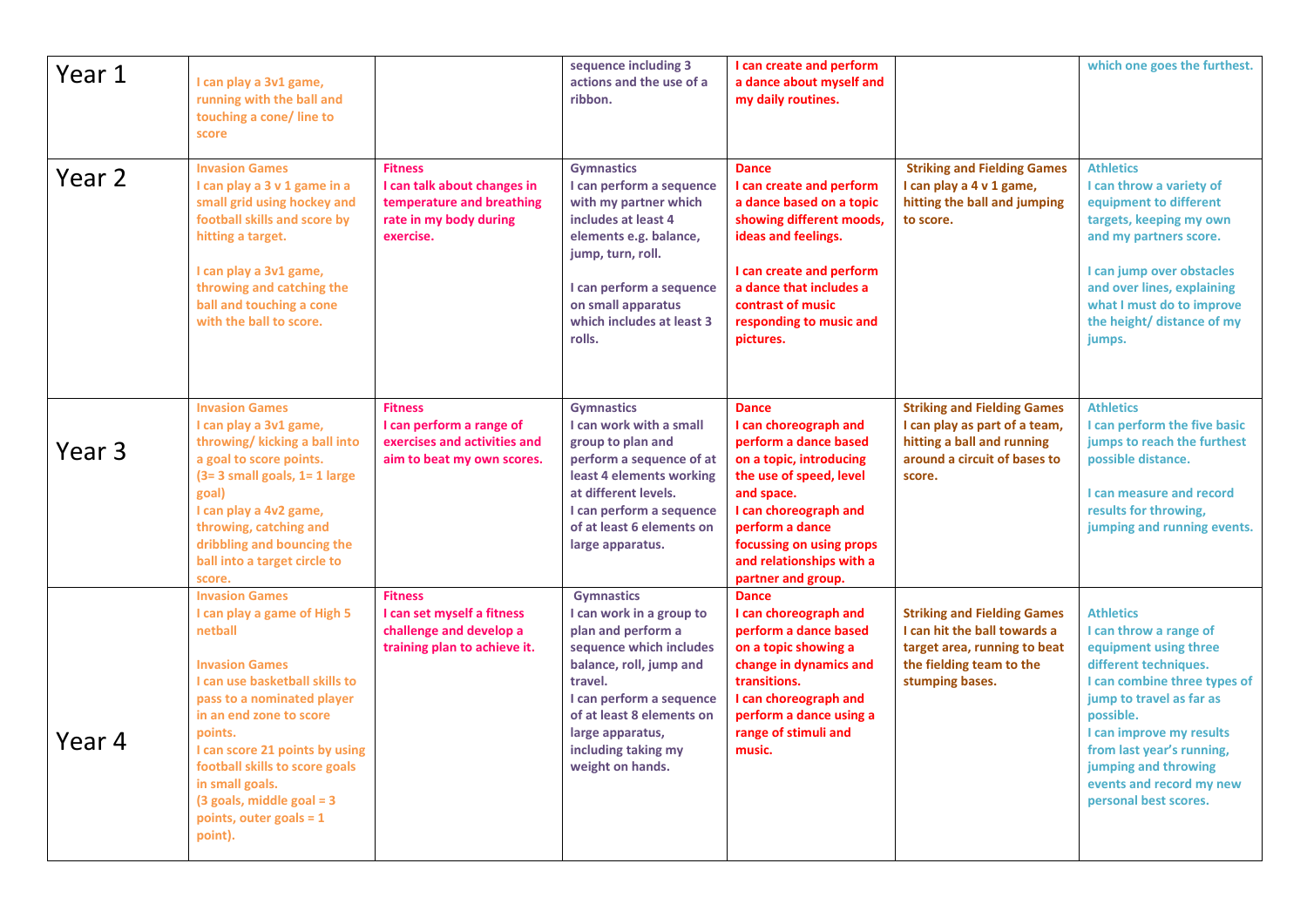| | | | | | | |
|---|---|---|---|---|---|---|
| Year 1 | I can play a 3v1 game, running with the ball and touching a cone/ line to score | | sequence including 3 actions and the use of a ribbon. | I can create and perform a dance about myself and my daily routines. | | which one goes the furthest. |
| Year 2 | **Invasion Games**<br>I can play a 3 v 1 game in a small grid using hockey and football skills and score by hitting a target.<br><br>I can play a 3v1 game, throwing and catching the ball and touching a cone with the ball to score. | **Fitness**<br>I can talk about changes in temperature and breathing rate in my body during exercise. | **Gymnastics**<br>I can perform a sequence with my partner which includes at least 4 elements e.g. balance, jump, turn, roll.<br><br>I can perform a sequence on small apparatus which includes at least 3 rolls. | **Dance**<br>I can create and perform a dance based on a topic showing different moods, ideas and feelings.<br><br>I can create and perform a dance that includes a contrast of music responding to music and pictures. | **Striking and Fielding Games**<br>I can play a 4 v 1 game, hitting the ball and jumping to score. | **Athletics**<br>I can throw a variety of equipment to different targets, keeping my own and my partners score.<br><br>I can jump over obstacles and over lines, explaining what I must do to improve the height/ distance of my jumps. |
| Year 3 | **Invasion Games**<br>I can play a 3v1 game, throwing/ kicking a ball into a goal to score points.<br>(3= 3 small goals, 1= 1 large goal)<br>I can play a 4v2 game, throwing, catching and dribbling and bouncing the ball into a target circle to score. | **Fitness**<br>I can perform a range of exercises and activities and aim to beat my own scores. | **Gymnastics**<br>I can work with a small group to plan and perform a sequence of at least 4 elements working at different levels.<br>I can perform a sequence of at least 6 elements on large apparatus. | **Dance**<br>I can choreograph and perform a dance based on a topic, introducing the use of speed, level and space.<br>I can choreograph and perform a dance focussing on using props and relationships with a partner and group. | **Striking and Fielding Games**<br>I can play as part of a team, hitting a ball and running around a circuit of bases to score. | **Athletics**<br>I can perform the five basic jumps to reach the furthest possible distance.<br><br>I can measure and record results for throwing, jumping and running events. |
| Year 4 | **Invasion Games**<br>I can play a game of High 5 netball<br><br>**Invasion Games**<br>I can use basketball skills to pass to a nominated player in an end zone to score points.<br>I can score 21 points by using football skills to score goals in small goals.<br>(3 goals, middle goal = 3 points, outer goals = 1 point). | **Fitness**<br>I can set myself a fitness challenge and develop a training plan to achieve it. | **Gymnastics**<br>I can work in a group to plan and perform a sequence which includes balance, roll, jump and travel.<br>I can perform a sequence of at least 8 elements on large apparatus, including taking my weight on hands. | **Dance**<br>I can choreograph and perform a dance based on a topic showing a change in dynamics and transitions.<br>I can choreograph and perform a dance using a range of stimuli and music. | **Striking and Fielding Games**<br>I can hit the ball towards a target area, running to beat the fielding team to the stumping bases. | **Athletics**<br>I can throw a range of equipment using three different techniques.<br>I can combine three types of jump to travel as far as possible.<br>I can improve my results from last year's running, jumping and throwing events and record my new personal best scores. |